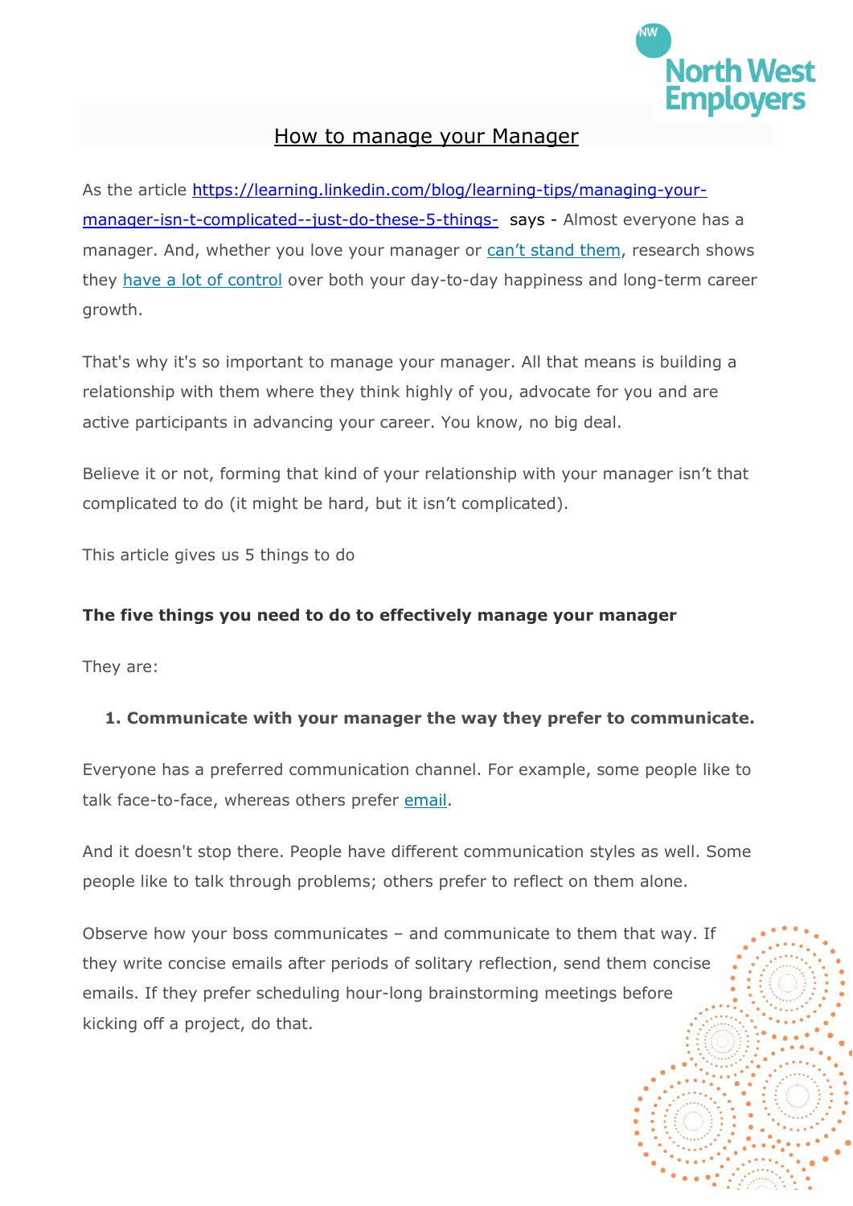# How to manage your Manager

As the article [https://learning.linkedin.com/blog/learning-tips/managing-your-manager-isn-t-complicated--just-do-these-5-things-](https://learning.linkedin.com/blog/learning-tips/managing-your-manager-isn-t-complicated--just-do-these-5-things-) says - Almost everyone has a manager. And, whether you love your manager or can't stand them, research shows they have a lot of control over both your day-to-day happiness and long-term career growth.

That's why it's so important to manage your manager. All that means is building a relationship with them where they think highly of you, advocate for you and are active participants in advancing your career. You know, no big deal.

Believe it or not, forming that kind of your relationship with your manager isn't that complicated to do (it might be hard, but it isn't complicated).

This article gives us 5 things to do

**The five things you need to do to effectively manage your manager**

They are:

1. **Communicate with your manager the way they prefer to communicate.**

Everyone has a preferred communication channel. For example, some people like to talk face-to-face, whereas others prefer email.

And it doesn't stop there. People have different communication styles as well. Some people like to talk through problems; others prefer to reflect on them alone.

Observe how your boss communicates – and communicate to them that way. If they write concise emails after periods of solitary reflection, send them concise emails. If they prefer scheduling hour-long brainstorming meetings before kicking off a project, do that.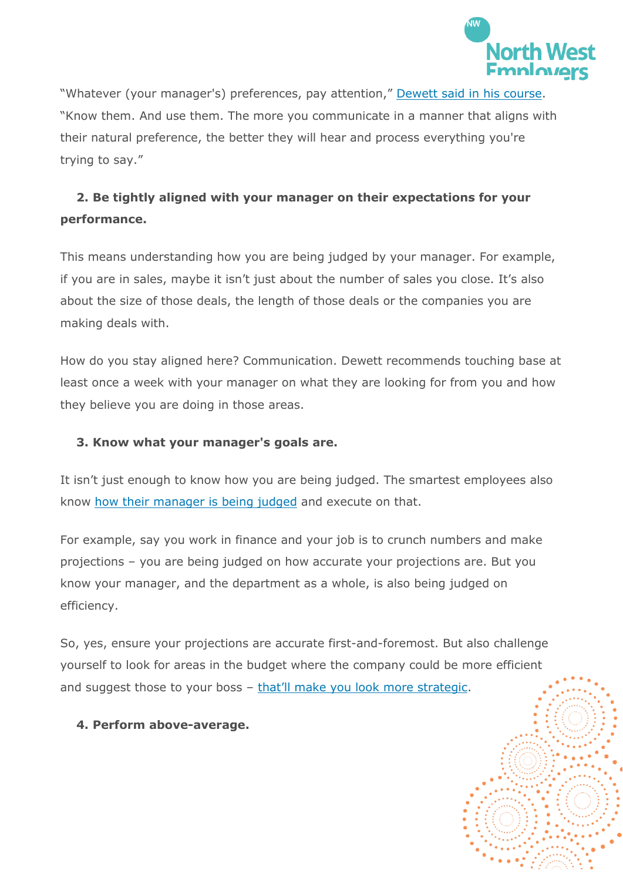"Whatever (your manager's) preferences, pay attention," Dewett said in his course. "Know them. And use them. The more you communicate in a manner that aligns with their natural preference, the better they will hear and process everything you're trying to say."

**2. Be tightly aligned with your manager on their expectations for your performance.**

This means understanding how you are being judged by your manager. For example, if you are in sales, maybe it isn't just about the number of sales you close. It's also about the size of those deals, the length of those deals or the companies you are making deals with.

How do you stay aligned here? Communication. Dewett recommends touching base at least once a week with your manager on what they are looking for from you and how they believe you are doing in those areas.

**3. Know what your manager's goals are.**

It isn't just enough to know how you are being judged. The smartest employees also know how their manager is being judged and execute on that.

For example, say you work in finance and your job is to crunch numbers and make projections – you are being judged on how accurate your projections are. But you know your manager, and the department as a whole, is also being judged on efficiency.

So, yes, ensure your projections are accurate first-and-foremost. But also challenge yourself to look for areas in the budget where the company could be more efficient and suggest those to your boss – that'll make you look more strategic.

**4. Perform above-average.**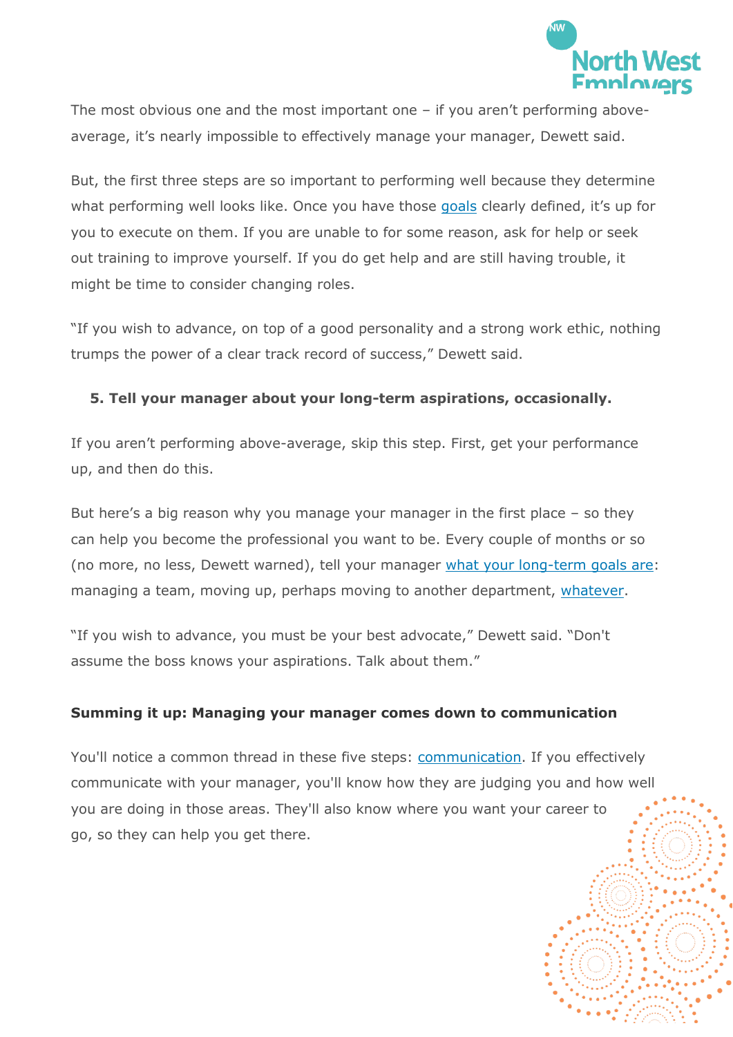The most obvious one and the most important one – if you aren't performing above-average, it's nearly impossible to effectively manage your manager, Dewett said.

But, the first three steps are so important to performing well because they determine what performing well looks like. Once you have those goals clearly defined, it's up for you to execute on them. If you are unable to for some reason, ask for help or seek out training to improve yourself. If you do get help and are still having trouble, it might be time to consider changing roles.

"If you wish to advance, on top of a good personality and a strong work ethic, nothing trumps the power of a clear track record of success," Dewett said.

**5. Tell your manager about your long-term aspirations, occasionally.**

If you aren't performing above-average, skip this step. First, get your performance up, and then do this.

But here's a big reason why you manage your manager in the first place – so they can help you become the professional you want to be. Every couple of months or so (no more, no less, Dewett warned), tell your manager what your long-term goals are: managing a team, moving up, perhaps moving to another department, whatever.

"If you wish to advance, you must be your best advocate," Dewett said. "Don't assume the boss knows your aspirations. Talk about them."

**Summing it up: Managing your manager comes down to communication**

You'll notice a common thread in these five steps: communication. If you effectively communicate with your manager, you'll know how they are judging you and how well you are doing in those areas. They'll also know where you want your career to go, so they can help you get there.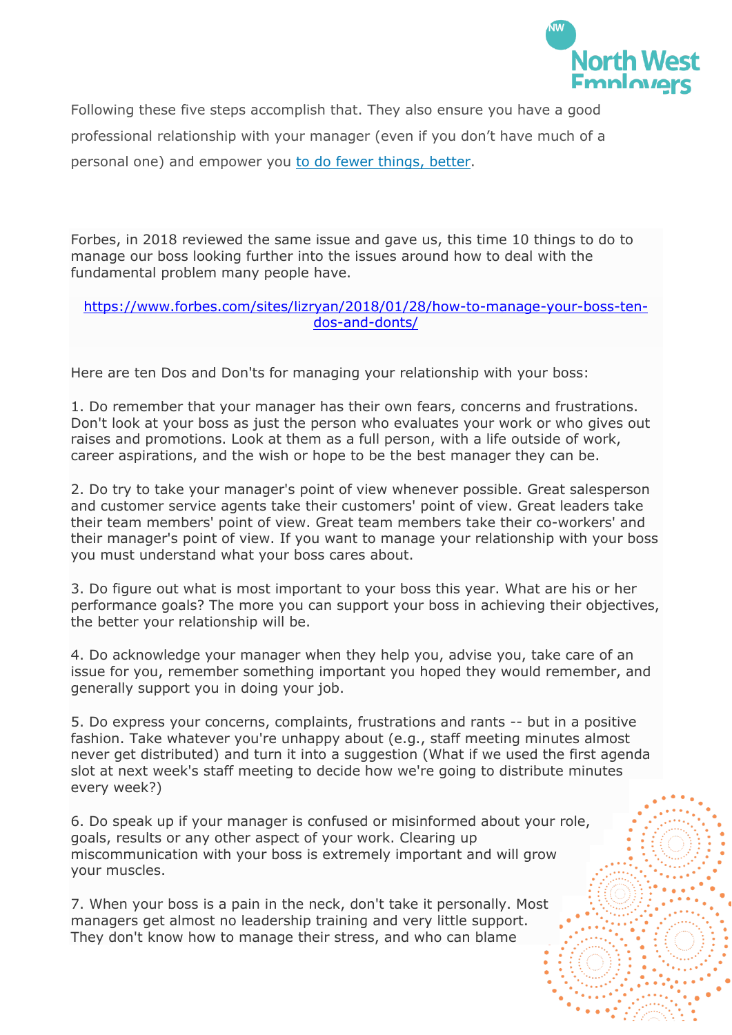Following these five steps accomplish that. They also ensure you have a good professional relationship with your manager (even if you don't have much of a personal one) and empower you [to do fewer things, better](#).

Forbes, in 2018 reviewed the same issue and gave us, this time 10 things to do to manage our boss looking further into the issues around how to deal with the fundamental problem many people have.

https://www.forbes.com/sites/lizryan/2018/01/28/how-to-manage-your-boss-ten-dos-and-donts/

Here are ten Dos and Don'ts for managing your relationship with your boss:

1. Do remember that your manager has their own fears, concerns and frustrations. Don't look at your boss as just the person who evaluates your work or who gives out raises and promotions. Look at them as a full person, with a life outside of work, career aspirations, and the wish or hope to be the best manager they can be.

2. Do try to take your manager's point of view whenever possible. Great salesperson and customer service agents take their customers' point of view. Great leaders take their team members' point of view. Great team members take their co-workers' and their manager's point of view. If you want to manage your relationship with your boss you must understand what your boss cares about.

3. Do figure out what is most important to your boss this year. What are his or her performance goals? The more you can support your boss in achieving their objectives, the better your relationship will be.

4. Do acknowledge your manager when they help you, advise you, take care of an issue for you, remember something important you hoped they would remember, and generally support you in doing your job.

5. Do express your concerns, complaints, frustrations and rants -- but in a positive fashion. Take whatever you're unhappy about (e.g., staff meeting minutes almost never get distributed) and turn it into a suggestion (What if we used the first agenda slot at next week's staff meeting to decide how we're going to distribute minutes every week?)

6. Do speak up if your manager is confused or misinformed about your role, goals, results or any other aspect of your work. Clearing up miscommunication with your boss is extremely important and will grow your muscles.

7. When your boss is a pain in the neck, don't take it personally. Most managers get almost no leadership training and very little support. They don't know how to manage their stress, and who can blame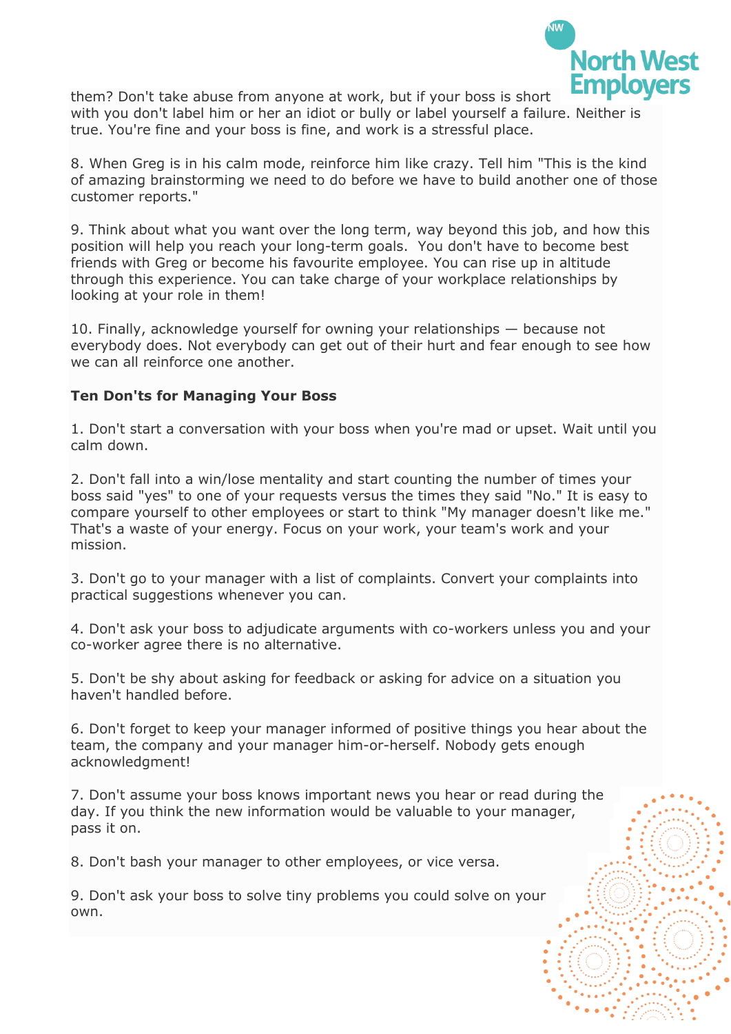them? Don't take abuse from anyone at work, but if your boss is short with you don't label him or her an idiot or bully or label yourself a failure. Neither is true. You're fine and your boss is fine, and work is a stressful place.

8. When Greg is in his calm mode, reinforce him like crazy. Tell him "This is the kind of amazing brainstorming we need to do before we have to build another one of those customer reports."

9. Think about what you want over the long term, way beyond this job, and how this position will help you reach your long-term goals. You don't have to become best friends with Greg or become his favourite employee. You can rise up in altitude through this experience. You can take charge of your workplace relationships by looking at your role in them!

10. Finally, acknowledge yourself for owning your relationships — because not everybody does. Not everybody can get out of their hurt and fear enough to see how we can all reinforce one another.

**Ten Don'ts for Managing Your Boss**

1. Don't start a conversation with your boss when you're mad or upset. Wait until you calm down.

2. Don't fall into a win/lose mentality and start counting the number of times your boss said "yes" to one of your requests versus the times they said "No." It is easy to compare yourself to other employees or start to think "My manager doesn't like me." That's a waste of your energy. Focus on your work, your team's work and your mission.

3. Don't go to your manager with a list of complaints. Convert your complaints into practical suggestions whenever you can.

4. Don't ask your boss to adjudicate arguments with co-workers unless you and your co-worker agree there is no alternative.

5. Don't be shy about asking for feedback or asking for advice on a situation you haven't handled before.

6. Don't forget to keep your manager informed of positive things you hear about the team, the company and your manager him-or-herself. Nobody gets enough acknowledgment!

7. Don't assume your boss knows important news you hear or read during the day. If you think the new information would be valuable to your manager, pass it on.

8. Don't bash your manager to other employees, or vice versa.

9. Don't ask your boss to solve tiny problems you could solve on your own.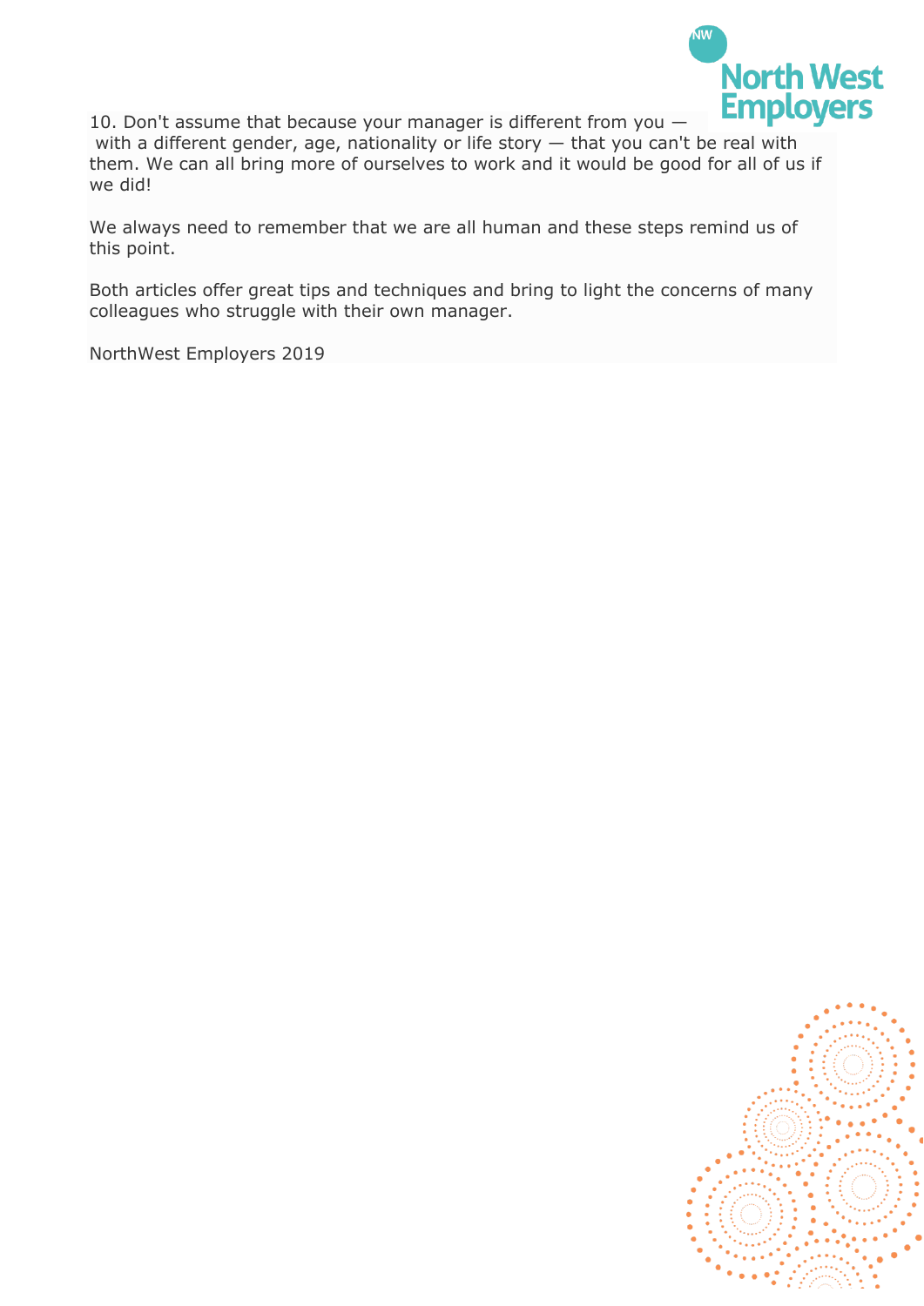10. Don't assume that because your manager is different from you — with a different gender, age, nationality or life story — that you can't be real with them. We can all bring more of ourselves to work and it would be good for all of us if we did!

We always need to remember that we are all human and these steps remind us of this point.

Both articles offer great tips and techniques and bring to light the concerns of many colleagues who struggle with their own manager.

NorthWest Employers 2019